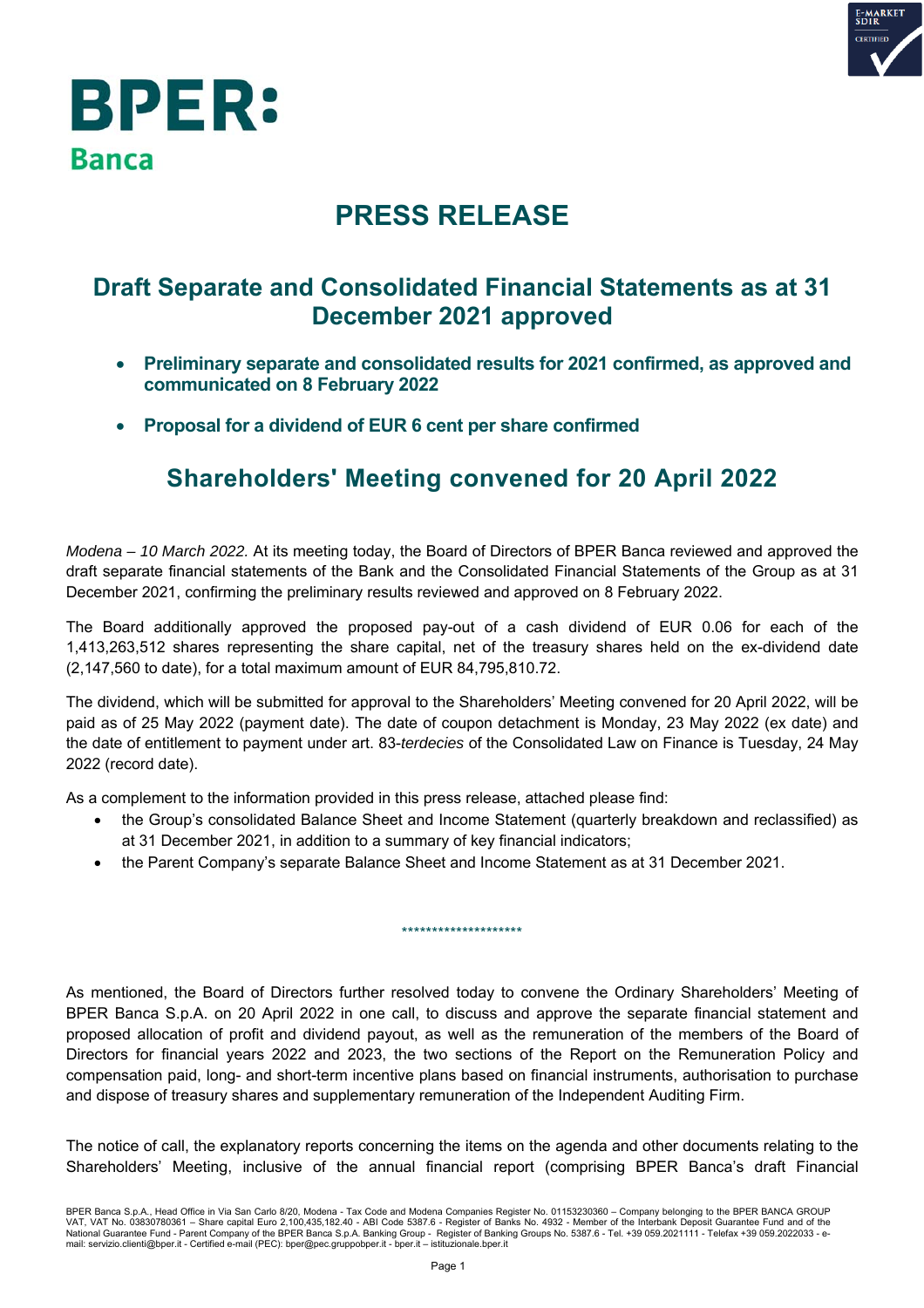BPER:
Banca

# PRESS RELEASE

## Draft Separate and Consolidated Financial Statements as at 31 December 2021 approved

- **Preliminary separate and consolidated results for 2021 confirmed, as approved and communicated on 8 February 2022**
- **Proposal for a dividend of EUR 6 cent per share confirmed**

## Shareholders' Meeting convened for 20 April 2022

*Modena – 10 March 2022.* At its meeting today, the Board of Directors of BPER Banca reviewed and approved the draft separate financial statements of the Bank and the Consolidated Financial Statements of the Group as at 31 December 2021, confirming the preliminary results reviewed and approved on 8 February 2022.

The Board additionally approved the proposed pay-out of a cash dividend of EUR 0.06 for each of the 1,413,263,512 shares representing the share capital, net of the treasury shares held on the ex-dividend date (2,147,560 to date), for a total maximum amount of EUR 84,795,810.72.

The dividend, which will be submitted for approval to the Shareholders' Meeting convened for 20 April 2022, will be paid as of 25 May 2022 (payment date). The date of coupon detachment is Monday, 23 May 2022 (ex date) and the date of entitlement to payment under art. 83-*terdecies* of the Consolidated Law on Finance is Tuesday, 24 May 2022 (record date).

As a complement to the information provided in this press release, attached please find:

- the Group's consolidated Balance Sheet and Income Statement (quarterly breakdown and reclassified) as at 31 December 2021, in addition to a summary of key financial indicators;
- the Parent Company's separate Balance Sheet and Income Statement as at 31 December 2021.

********************

As mentioned, the Board of Directors further resolved today to convene the Ordinary Shareholders' Meeting of BPER Banca S.p.A. on 20 April 2022 in one call, to discuss and approve the separate financial statement and proposed allocation of profit and dividend payout, as well as the remuneration of the members of the Board of Directors for financial years 2022 and 2023, the two sections of the Report on the Remuneration Policy and compensation paid, long- and short-term incentive plans based on financial instruments, authorisation to purchase and dispose of treasury shares and supplementary remuneration of the Independent Auditing Firm.

The notice of call, the explanatory reports concerning the items on the agenda and other documents relating to the Shareholders' Meeting, inclusive of the annual financial report (comprising BPER Banca's draft Financial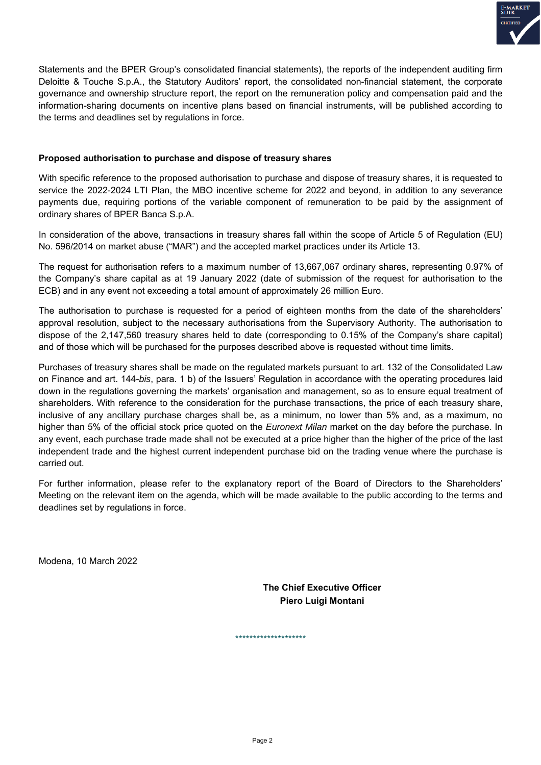Statements and the BPER Group's consolidated financial statements), the reports of the independent auditing firm Deloitte & Touche S.p.A., the Statutory Auditors' report, the consolidated non-financial statement, the corporate governance and ownership structure report, the report on the remuneration policy and compensation paid and the information-sharing documents on incentive plans based on financial instruments, will be published according to the terms and deadlines set by regulations in force.

**Proposed authorisation to purchase and dispose of treasury shares**

With specific reference to the proposed authorisation to purchase and dispose of treasury shares, it is requested to service the 2022-2024 LTI Plan, the MBO incentive scheme for 2022 and beyond, in addition to any severance payments due, requiring portions of the variable component of remuneration to be paid by the assignment of ordinary shares of BPER Banca S.p.A.

In consideration of the above, transactions in treasury shares fall within the scope of Article 5 of Regulation (EU) No. 596/2014 on market abuse ("MAR") and the accepted market practices under its Article 13.

The request for authorisation refers to a maximum number of 13,667,067 ordinary shares, representing 0.97% of the Company's share capital as at 19 January 2022 (date of submission of the request for authorisation to the ECB) and in any event not exceeding a total amount of approximately 26 million Euro.

The authorisation to purchase is requested for a period of eighteen months from the date of the shareholders' approval resolution, subject to the necessary authorisations from the Supervisory Authority. The authorisation to dispose of the 2,147,560 treasury shares held to date (corresponding to 0.15% of the Company's share capital) and of those which will be purchased for the purposes described above is requested without time limits.

Purchases of treasury shares shall be made on the regulated markets pursuant to art. 132 of the Consolidated Law on Finance and art. 144-*bis*, para. 1 b) of the Issuers' Regulation in accordance with the operating procedures laid down in the regulations governing the markets' organisation and management, so as to ensure equal treatment of shareholders. With reference to the consideration for the purchase transactions, the price of each treasury share, inclusive of any ancillary purchase charges shall be, as a minimum, no lower than 5% and, as a maximum, no higher than 5% of the official stock price quoted on the *Euronext Milan* market on the day before the purchase. In any event, each purchase trade made shall not be executed at a price higher than the higher of the price of the last independent trade and the highest current independent purchase bid on the trading venue where the purchase is carried out.

For further information, please refer to the explanatory report of the Board of Directors to the Shareholders' Meeting on the relevant item on the agenda, which will be made available to the public according to the terms and deadlines set by regulations in force.

Modena, 10 March 2022

**The Chief Executive Officer**
**Piero Luigi Montani**

********************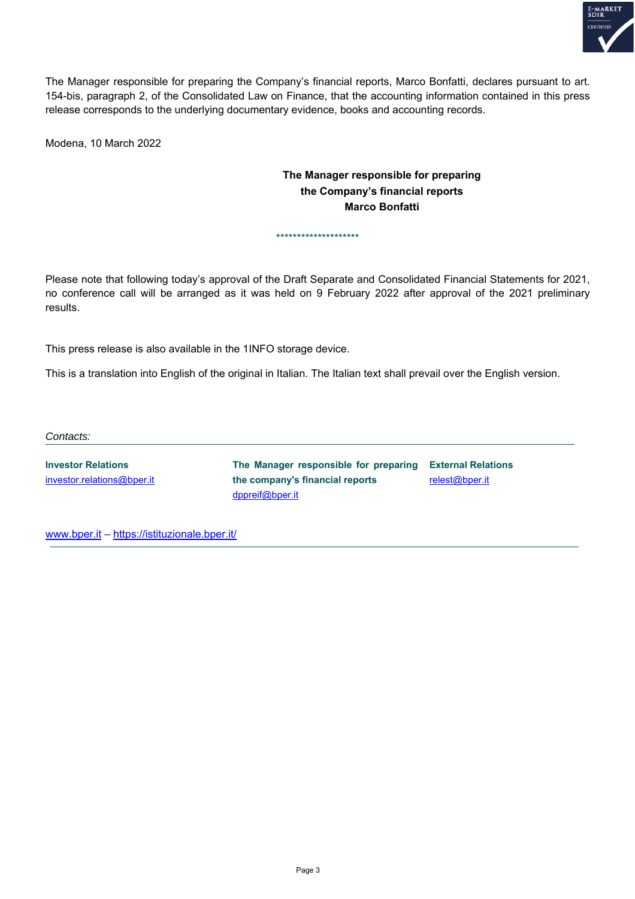The Manager responsible for preparing the Company's financial reports, Marco Bonfatti, declares pursuant to art. 154-bis, paragraph 2, of the Consolidated Law on Finance, that the accounting information contained in this press release corresponds to the underlying documentary evidence, books and accounting records.

Modena, 10 March 2022

**The Manager responsible for preparing the Company's financial reports Marco Bonfatti**

********************

Please note that following today's approval of the Draft Separate and Consolidated Financial Statements for 2021, no conference call will be arranged as it was held on 9 February 2022 after approval of the 2021 preliminary results.

This press release is also available in the 1INFO storage device.

This is a translation into English of the original in Italian. The Italian text shall prevail over the English version.

*Contacts:*

**Investor Relations**
investor.relations@bper.it

**The Manager responsible for preparing the company's financial reports**
dppreif@bper.it

**External Relations**
relest@bper.it

www.bper.it – https://istituzionale.bper.it/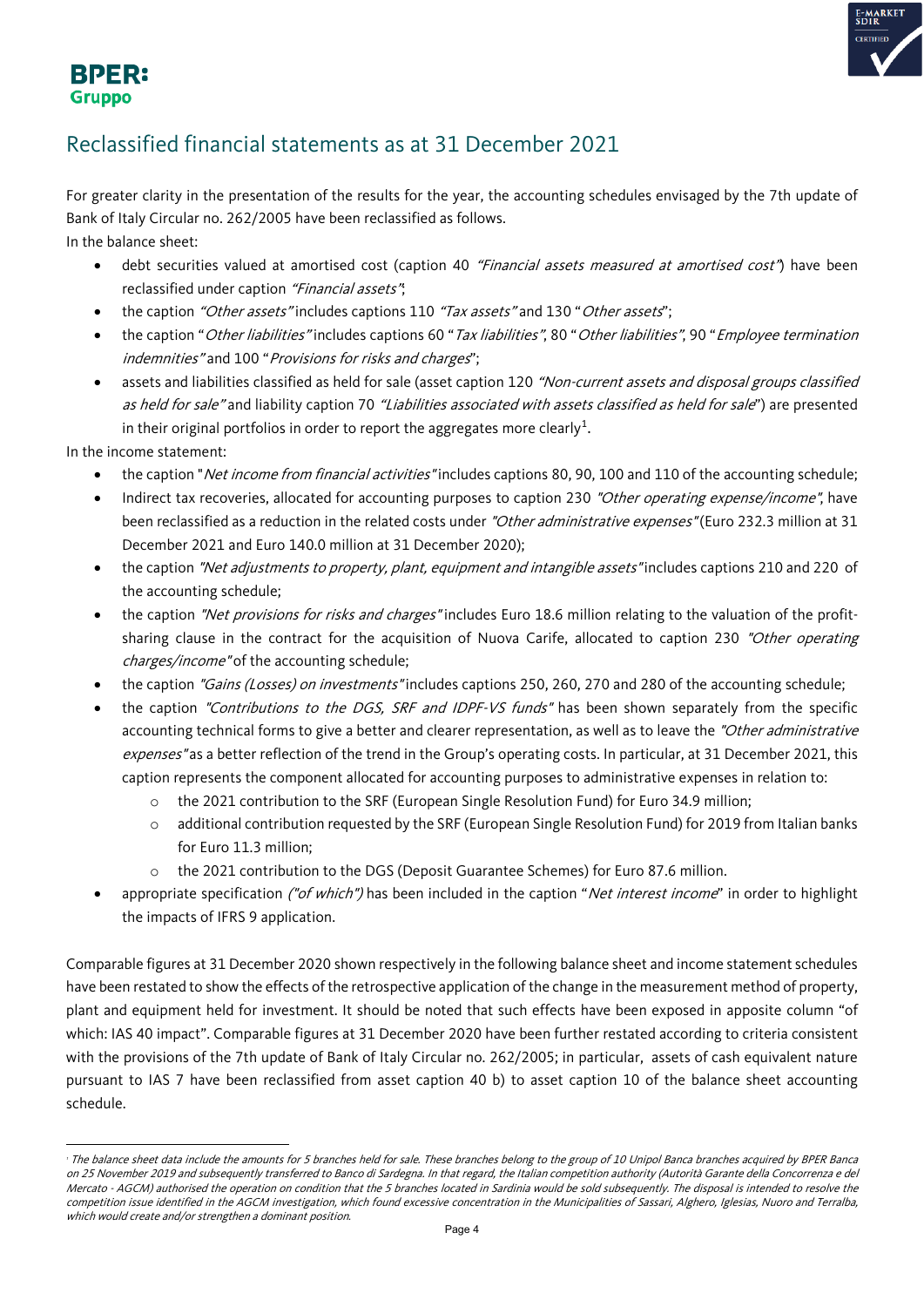# Reclassified financial statements as at 31 December 2021

For greater clarity in the presentation of the results for the year, the accounting schedules envisaged by the 7th update of Bank of Italy Circular no. 262/2005 have been reclassified as follows.
In the balance sheet:

- debt securities valued at amortised cost (caption 40 *"Financial assets measured at amortised cost"*) have been reclassified under caption *"Financial assets"*;
- the caption *"Other assets"* includes captions 110 *"Tax assets"* and 130 "*Other assets*";
- the caption "*Other liabilities"* includes captions 60 "*Tax liabilities"*, 80 "*Other liabilities"*, 90 "*Employee termination indemnities"* and 100 "*Provisions for risks and charges*";
- assets and liabilities classified as held for sale (asset caption 120 *"Non-current assets and disposal groups classified as held for sale"* and liability caption 70 *"Liabilities associated with assets classified as held for sale*") are presented in their original portfolios in order to report the aggregates more clearly[1].

In the income statement:

- the caption "*Net income from financial activities"* includes captions 80, 90, 100 and 110 of the accounting schedule;
- Indirect tax recoveries, allocated for accounting purposes to caption 230 *"Other operating expense/income"*, have been reclassified as a reduction in the related costs under *"Other administrative expenses"* (Euro 232.3 million at 31 December 2021 and Euro 140.0 million at 31 December 2020);
- the caption *"Net adjustments to property, plant, equipment and intangible assets"* includes captions 210 and 220 of the accounting schedule;
- the caption *"Net provisions for risks and charges"* includes Euro 18.6 million relating to the valuation of the profit-sharing clause in the contract for the acquisition of Nuova Carife, allocated to caption 230 *"Other operating charges/income"* of the accounting schedule;
- the caption *"Gains (Losses) on investments"* includes captions 250, 260, 270 and 280 of the accounting schedule;
- the caption *"Contributions to the DGS, SRF and IDPF-VS funds"* has been shown separately from the specific accounting technical forms to give a better and clearer representation, as well as to leave the *"Other administrative expenses"* as a better reflection of the trend in the Group's operating costs. In particular, at 31 December 2021, this caption represents the component allocated for accounting purposes to administrative expenses in relation to:
  - the 2021 contribution to the SRF (European Single Resolution Fund) for Euro 34.9 million;
  - additional contribution requested by the SRF (European Single Resolution Fund) for 2019 from Italian banks for Euro 11.3 million;
  - the 2021 contribution to the DGS (Deposit Guarantee Schemes) for Euro 87.6 million.
- appropriate specification *("of which")* has been included in the caption "*Net interest income*" in order to highlight the impacts of IFRS 9 application.

Comparable figures at 31 December 2020 shown respectively in the following balance sheet and income statement schedules have been restated to show the effects of the retrospective application of the change in the measurement method of property, plant and equipment held for investment. It should be noted that such effects have been exposed in apposite column "of which: IAS 40 impact". Comparable figures at 31 December 2020 have been further restated according to criteria consistent with the provisions of the 7th update of Bank of Italy Circular no. 262/2005; in particular, assets of cash equivalent nature pursuant to IAS 7 have been reclassified from asset caption 40 b) to asset caption 10 of the balance sheet accounting schedule.

---

[1] *The balance sheet data include the amounts for 5 branches held for sale. These branches belong to the group of 10 Unipol Banca branches acquired by BPER Banca on 25 November 2019 and subsequently transferred to Banco di Sardegna. In that regard, the Italian competition authority (Autorità Garante della Concorrenza e del Mercato - AGCM) authorised the operation on condition that the 5 branches located in Sardinia would be sold subsequently. The disposal is intended to resolve the competition issue identified in the AGCM investigation, which found excessive concentration in the Municipalities of Sassari, Alghero, Iglesias, Nuoro and Terralba, which would create and/or strengthen a dominant position.*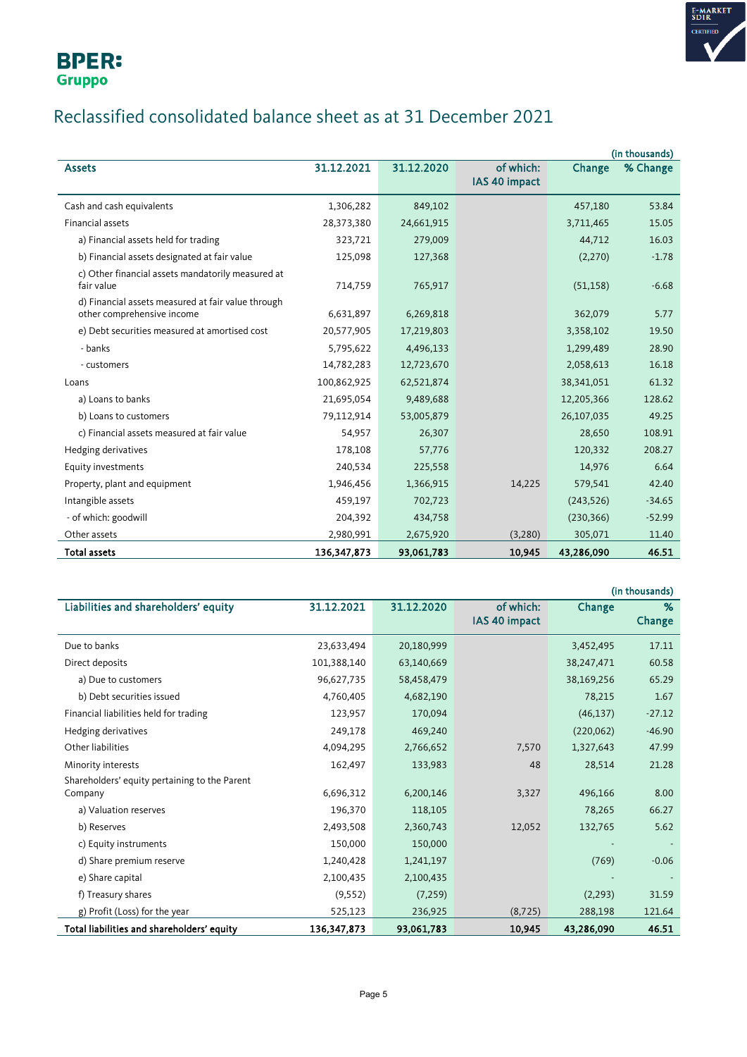# Reclassified consolidated balance sheet as at 31 December 2021

(in thousands)

| Assets | 31.12.2021 | 31.12.2020 | of which: IAS 40 impact | Change | % Change |
|---|---|---|---|---|---|
| Cash and cash equivalents | 1,306,282 | 849,102 | | 457,180 | 53.84 |
| Financial assets | 28,373,380 | 24,661,915 | | 3,711,465 | 15.05 |
| a) Financial assets held for trading | 323,721 | 279,009 | | 44,712 | 16.03 |
| b) Financial assets designated at fair value | 125,098 | 127,368 | | (2,270) | -1.78 |
| c) Other financial assets mandatorily measured at fair value | 714,759 | 765,917 | | (51,158) | -6.68 |
| d) Financial assets measured at fair value through other comprehensive income | 6,631,897 | 6,269,818 | | 362,079 | 5.77 |
| e) Debt securities measured at amortised cost | 20,577,905 | 17,219,803 | | 3,358,102 | 19.50 |
| - banks | 5,795,622 | 4,496,133 | | 1,299,489 | 28.90 |
| - customers | 14,782,283 | 12,723,670 | | 2,058,613 | 16.18 |
| Loans | 100,862,925 | 62,521,874 | | 38,341,051 | 61.32 |
| a) Loans to banks | 21,695,054 | 9,489,688 | | 12,205,366 | 128.62 |
| b) Loans to customers | 79,112,914 | 53,005,879 | | 26,107,035 | 49.25 |
| c) Financial assets measured at fair value | 54,957 | 26,307 | | 28,650 | 108.91 |
| Hedging derivatives | 178,108 | 57,776 | | 120,332 | 208.27 |
| Equity investments | 240,534 | 225,558 | | 14,976 | 6.64 |
| Property, plant and equipment | 1,946,456 | 1,366,915 | 14,225 | 579,541 | 42.40 |
| Intangible assets | 459,197 | 702,723 | | (243,526) | -34.65 |
| - of which: goodwill | 204,392 | 434,758 | | (230,366) | -52.99 |
| Other assets | 2,980,991 | 2,675,920 | (3,280) | 305,071 | 11.40 |
| **Total assets** | **136,347,873** | **93,061,783** | **10,945** | **43,286,090** | **46.51** |

(in thousands)

| Liabilities and shareholders' equity | 31.12.2021 | 31.12.2020 | of which: IAS 40 impact | Change | % Change |
|---|---|---|---|---|---|
| Due to banks | 23,633,494 | 20,180,999 | | 3,452,495 | 17.11 |
| Direct deposits | 101,388,140 | 63,140,669 | | 38,247,471 | 60.58 |
| a) Due to customers | 96,627,735 | 58,458,479 | | 38,169,256 | 65.29 |
| b) Debt securities issued | 4,760,405 | 4,682,190 | | 78,215 | 1.67 |
| Financial liabilities held for trading | 123,957 | 170,094 | | (46,137) | -27.12 |
| Hedging derivatives | 249,178 | 469,240 | | (220,062) | -46.90 |
| Other liabilities | 4,094,295 | 2,766,652 | 7,570 | 1,327,643 | 47.99 |
| Minority interests | 162,497 | 133,983 | 48 | 28,514 | 21.28 |
| Shareholders' equity pertaining to the Parent Company | 6,696,312 | 6,200,146 | 3,327 | 496,166 | 8.00 |
| a) Valuation reserves | 196,370 | 118,105 | | 78,265 | 66.27 |
| b) Reserves | 2,493,508 | 2,360,743 | 12,052 | 132,765 | 5.62 |
| c) Equity instruments | 150,000 | 150,000 | | - | - |
| d) Share premium reserve | 1,240,428 | 1,241,197 | | (769) | -0.06 |
| e) Share capital | 2,100,435 | 2,100,435 | | - | - |
| f) Treasury shares | (9,552) | (7,259) | | (2,293) | 31.59 |
| g) Profit (Loss) for the year | 525,123 | 236,925 | (8,725) | 288,198 | 121.64 |
| **Total liabilities and shareholders' equity** | **136,347,873** | **93,061,783** | **10,945** | **43,286,090** | **46.51** |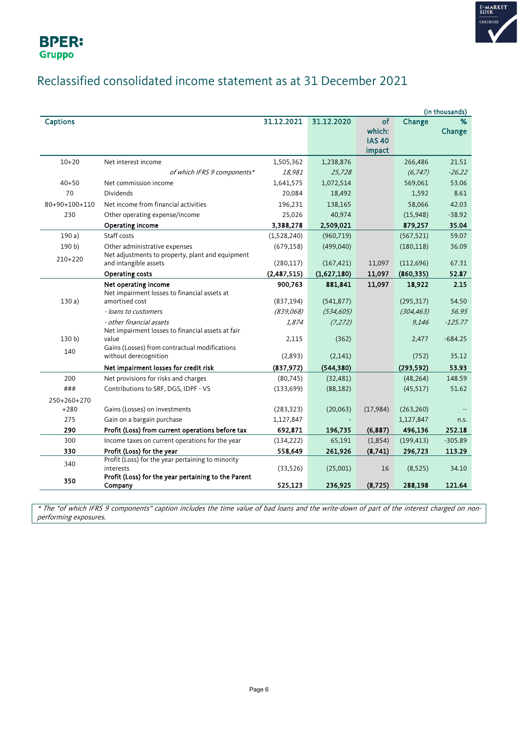# Reclassified consolidated income statement as at 31 December 2021

(in thousands)

| Captions | | 31.12.2021 | 31.12.2020 | of which: IAS 40 impact | Change | % Change |
|---|---|---|---|---|---|---|
| 10+20 | Net interest income | 1,505,362 | 1,238,876 | | 266,486 | 21.51 |
| | *of which IFRS 9 components** | *18,981* | *25,728* | | *(6,747)* | *-26.22* |
| 40+50 | Net commission income | 1,641,575 | 1,072,514 | | 569,061 | 53.06 |
| 70 | Dividends | 20,084 | 18,492 | | 1,592 | 8.61 |
| 80+90+100+110 | Net income from financial activities | 196,231 | 138,165 | | 58,066 | 42.03 |
| 230 | Other operating expense/income | 25,026 | 40,974 | | (15,948) | -38.92 |
| | **Operating income** | **3,388,278** | **2,509,021** | | **879,257** | **35.04** |
| 190 a) | Staff costs | (1,528,240) | (960,719) | | (567,521) | 59.07 |
| 190 b) | Other administrative expenses | (679,158) | (499,040) | | (180,118) | 36.09 |
| 210+220 | Net adjustments to property, plant and equipment and intangible assets | (280,117) | (167,421) | 11,097 | (112,696) | 67.31 |
| | **Operating costs** | **(2,487,515)** | **(1,627,180)** | **11,097** | **(860,335)** | **52.87** |
| | **Net operating income** | **900,763** | **881,841** | **11,097** | **18,922** | **2.15** |
| 130 a) | Net impairment losses to financial assets at amortised cost | (837,194) | (541,877) | | (295,317) | 54.50 |
| | *- loans to customers* | *(839,068)* | *(534,605)* | | *(304,463)* | *56.95* |
| | *- other financial assets* | *1,874* | *(7,272)* | | *9,146* | *-125.77* |
| 130 b) | Net impairment losses to financial assets at fair value | 2,115 | (362) | | 2,477 | -684.25 |
| 140 | Gains (Losses) from contractual modifications without derecognition | (2,893) | (2,141) | | (752) | 35.12 |
| | **Net impairment losses for credit risk** | **(837,972)** | **(544,380)** | | **(293,592)** | **53.93** |
| 200 | Net provisions for risks and charges | (80,745) | (32,481) | | (48,264) | 148.59 |
| ### | Contributions to SRF, DGS, IDPF - VS | (133,699) | (88,182) | | (45,517) | 51.62 |
| 250+260+270 +280 | Gains (Losses) on investments | (283,323) | (20,063) | (17,984) | (263,260) | -- |
| 275 | Gain on a bargain purchase | 1,127,847 | - | | 1,127,847 | n.s. |
| **290** | **Profit (Loss) from current operations before tax** | **692,871** | **196,735** | **(6,887)** | **496,136** | **252.18** |
| 300 | Income taxes on current operations for the year | (134,222) | 65,191 | (1,854) | (199,413) | -305.89 |
| **330** | **Profit (Loss) for the year** | **558,649** | **261,926** | **(8,741)** | **296,723** | **113.29** |
| 340 | Profit (Loss) for the year pertaining to minority interests | (33,526) | (25,001) | 16 | (8,525) | 34.10 |
| **350** | **Profit (Loss) for the year pertaining to the Parent Company** | **525,123** | **236,925** | **(8,725)** | **288,198** | **121.64** |

*\* The "of which IFRS 9 components" caption includes the time value of bad loans and the write-down of part of the interest charged on non-performing exposures.*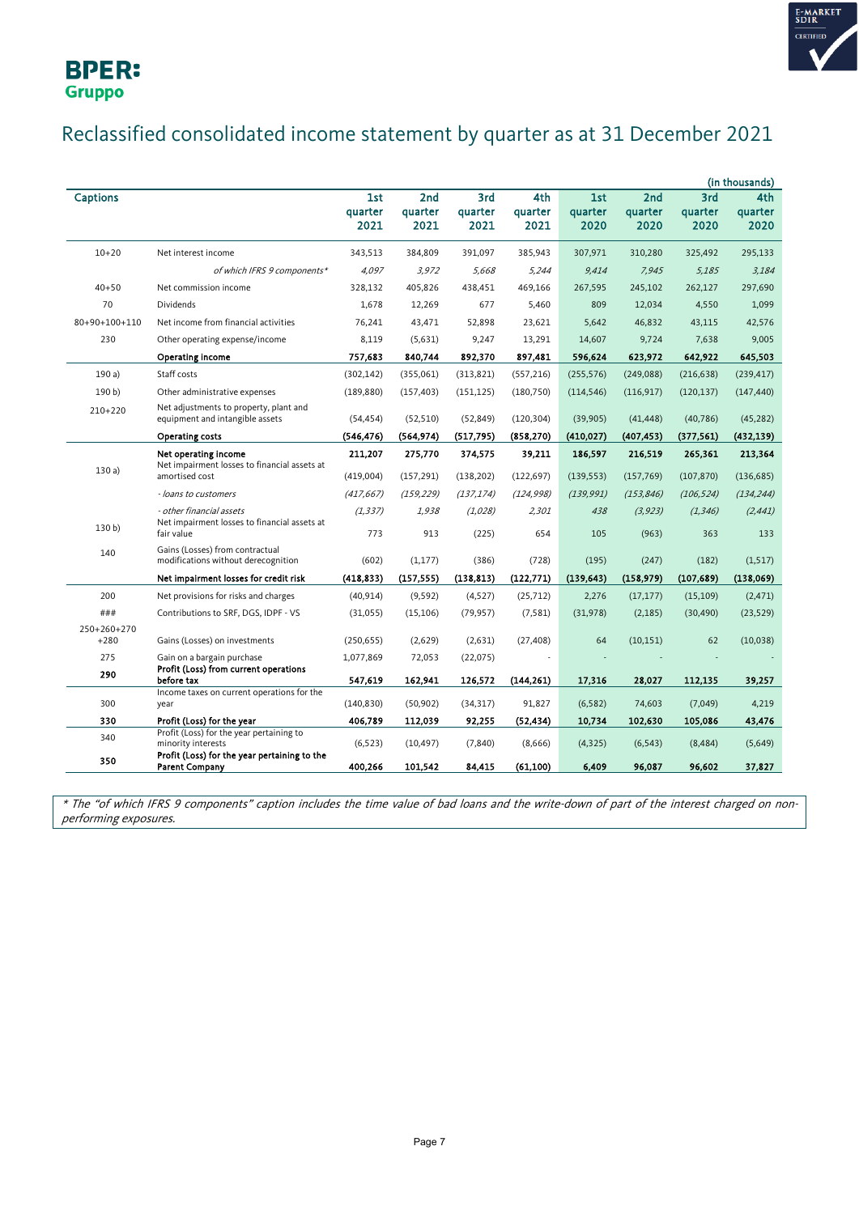# Reclassified consolidated income statement by quarter as at 31 December 2021

(in thousands)

| Captions | | 1st quarter 2021 | 2nd quarter 2021 | 3rd quarter 2021 | 4th quarter 2021 | 1st quarter 2020 | 2nd quarter 2020 | 3rd quarter 2020 | 4th quarter 2020 |
|---|---|---|---|---|---|---|---|---|---|
| 10+20 | Net interest income | 343,513 | 384,809 | 391,097 | 385,943 | 307,971 | 310,280 | 325,492 | 295,133 |
| | *of which IFRS 9 components\** | *4,097* | *3,972* | *5,668* | *5,244* | *9,414* | *7,945* | *5,185* | *3,184* |
| 40+50 | Net commission income | 328,132 | 405,826 | 438,451 | 469,166 | 267,595 | 245,102 | 262,127 | 297,690 |
| 70 | Dividends | 1,678 | 12,269 | 677 | 5,460 | 809 | 12,034 | 4,550 | 1,099 |
| 80+90+100+110 | Net income from financial activities | 76,241 | 43,471 | 52,898 | 23,621 | 5,642 | 46,832 | 43,115 | 42,576 |
| 230 | Other operating expense/income | 8,119 | (5,631) | 9,247 | 13,291 | 14,607 | 9,724 | 7,638 | 9,005 |
| | **Operating income** | **757,683** | **840,744** | **892,370** | **897,481** | **596,624** | **623,972** | **642,922** | **645,503** |
| 190 a) | Staff costs | (302,142) | (355,061) | (313,821) | (557,216) | (255,576) | (249,088) | (216,638) | (239,417) |
| 190 b) | Other administrative expenses | (189,880) | (157,403) | (151,125) | (180,750) | (114,546) | (116,917) | (120,137) | (147,440) |
| 210+220 | Net adjustments to property, plant and equipment and intangible assets | (54,454) | (52,510) | (52,849) | (120,304) | (39,905) | (41,448) | (40,786) | (45,282) |
| | **Operating costs** | **(546,476)** | **(564,974)** | **(517,795)** | **(858,270)** | **(410,027)** | **(407,453)** | **(377,561)** | **(432,139)** |
| | **Net operating income** | **211,207** | **275,770** | **374,575** | **39,211** | **186,597** | **216,519** | **265,361** | **213,364** |
| 130 a) | Net impairment losses to financial assets at amortised cost | (419,004) | (157,291) | (138,202) | (122,697) | (139,553) | (157,769) | (107,870) | (136,685) |
| | *- loans to customers* | *(417,667)* | *(159,229)* | *(137,174)* | *(124,998)* | *(139,991)* | *(153,846)* | *(106,524)* | *(134,244)* |
| | *- other financial assets* | *(1,337)* | *1,938* | *(1,028)* | *2,301* | *438* | *(3,923)* | *(1,346)* | *(2,441)* |
| 130 b) | Net impairment losses to financial assets at fair value | 773 | 913 | (225) | 654 | 105 | (963) | 363 | 133 |
| 140 | Gains (Losses) from contractual modifications without derecognition | (602) | (1,177) | (386) | (728) | (195) | (247) | (182) | (1,517) |
| | **Net impairment losses for credit risk** | **(418,833)** | **(157,555)** | **(138,813)** | **(122,771)** | **(139,643)** | **(158,979)** | **(107,689)** | **(138,069)** |
| 200 | Net provisions for risks and charges | (40,914) | (9,592) | (4,527) | (25,712) | 2,276 | (17,177) | (15,109) | (2,471) |
| ### | Contributions to SRF, DGS, IDPF - VS | (31,055) | (15,106) | (79,957) | (7,581) | (31,978) | (2,185) | (30,490) | (23,529) |
| 250+260+270+280 | Gains (Losses) on investments | (250,655) | (2,629) | (2,631) | (27,408) | 64 | (10,151) | 62 | (10,038) |
| 275 | Gain on a bargain purchase | 1,077,869 | 72,053 | (22,075) | - | - | - | - | - |
| **290** | **Profit (Loss) from current operations before tax** | **547,619** | **162,941** | **126,572** | **(144,261)** | **17,316** | **28,027** | **112,135** | **39,257** |
| 300 | Income taxes on current operations for the year | (140,830) | (50,902) | (34,317) | 91,827 | (6,582) | 74,603 | (7,049) | 4,219 |
| **330** | **Profit (Loss) for the year** | **406,789** | **112,039** | **92,255** | **(52,434)** | **10,734** | **102,630** | **105,086** | **43,476** |
| 340 | Profit (Loss) for the year pertaining to minority interests | (6,523) | (10,497) | (7,840) | (8,666) | (4,325) | (6,543) | (8,484) | (5,649) |
| **350** | **Profit (Loss) for the year pertaining to the Parent Company** | **400,266** | **101,542** | **84,415** | **(61,100)** | **6,409** | **96,087** | **96,602** | **37,827** |

*\* The "of which IFRS 9 components" caption includes the time value of bad loans and the write-down of part of the interest charged on non-performing exposures.*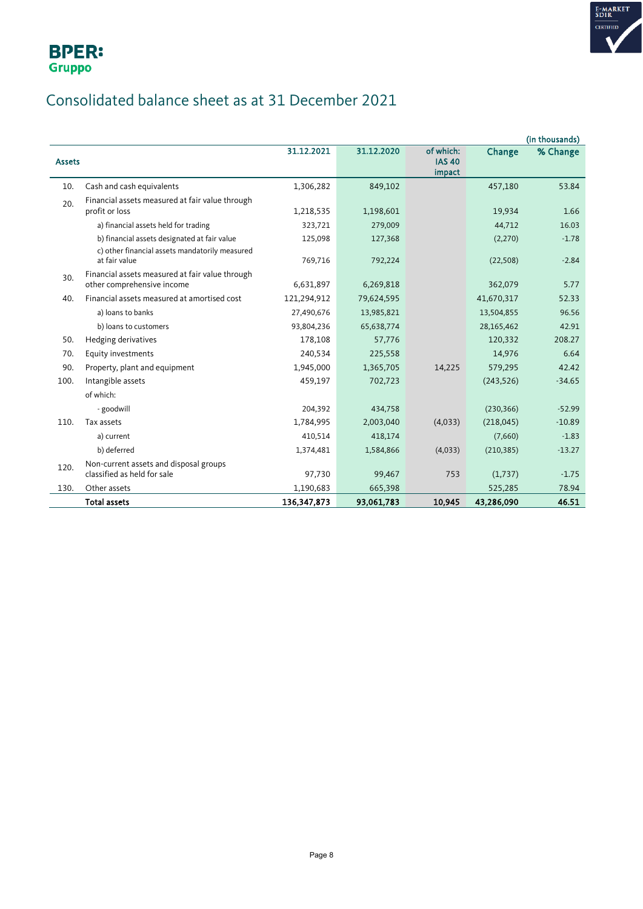# Consolidated balance sheet as at 31 December 2021

(in thousands)

| | Assets | 31.12.2021 | 31.12.2020 | of which: IAS 40 impact | Change | % Change |
|---|---|---|---|---|---|---|
| 10. | Cash and cash equivalents | 1,306,282 | 849,102 | | 457,180 | 53.84 |
| 20. | Financial assets measured at fair value through profit or loss | 1,218,535 | 1,198,601 | | 19,934 | 1.66 |
| | a) financial assets held for trading | 323,721 | 279,009 | | 44,712 | 16.03 |
| | b) financial assets designated at fair value | 125,098 | 127,368 | | (2,270) | -1.78 |
| | c) other financial assets mandatorily measured at fair value | 769,716 | 792,224 | | (22,508) | -2.84 |
| 30. | Financial assets measured at fair value through other comprehensive income | 6,631,897 | 6,269,818 | | 362,079 | 5.77 |
| 40. | Financial assets measured at amortised cost | 121,294,912 | 79,624,595 | | 41,670,317 | 52.33 |
| | a) loans to banks | 27,490,676 | 13,985,821 | | 13,504,855 | 96.56 |
| | b) loans to customers | 93,804,236 | 65,638,774 | | 28,165,462 | 42.91 |
| 50. | Hedging derivatives | 178,108 | 57,776 | | 120,332 | 208.27 |
| 70. | Equity investments | 240,534 | 225,558 | | 14,976 | 6.64 |
| 90. | Property, plant and equipment | 1,945,000 | 1,365,705 | 14,225 | 579,295 | 42.42 |
| 100. | Intangible assets | 459,197 | 702,723 | | (243,526) | -34.65 |
| | of which: | | | | | |
| | - goodwill | 204,392 | 434,758 | | (230,366) | -52.99 |
| 110. | Tax assets | 1,784,995 | 2,003,040 | (4,033) | (218,045) | -10.89 |
| | a) current | 410,514 | 418,174 | | (7,660) | -1.83 |
| | b) deferred | 1,374,481 | 1,584,866 | (4,033) | (210,385) | -13.27 |
| 120. | Non-current assets and disposal groups classified as held for sale | 97,730 | 99,467 | 753 | (1,737) | -1.75 |
| 130. | Other assets | 1,190,683 | 665,398 | | 525,285 | 78.94 |
| | **Total assets** | **136,347,873** | **93,061,783** | **10,945** | **43,286,090** | **46.51** |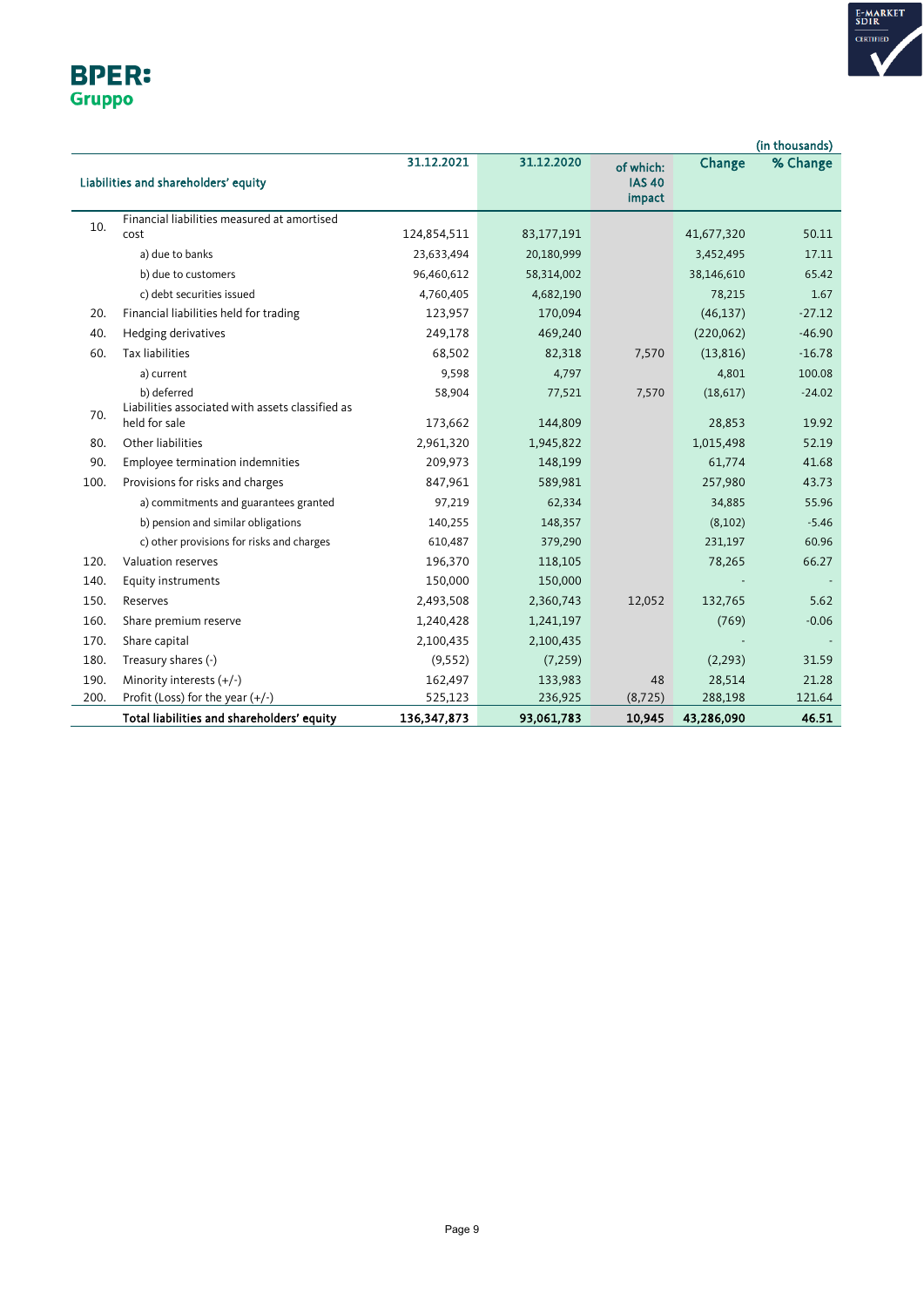(in thousands)

| | Liabilities and shareholders' equity | 31.12.2021 | 31.12.2020 | of which: IAS 40 impact | Change | % Change |
|---|---|---|---|---|---|---|
| 10. | Financial liabilities measured at amortised cost | 124,854,511 | 83,177,191 | | 41,677,320 | 50.11 |
| | a) due to banks | 23,633,494 | 20,180,999 | | 3,452,495 | 17.11 |
| | b) due to customers | 96,460,612 | 58,314,002 | | 38,146,610 | 65.42 |
| | c) debt securities issued | 4,760,405 | 4,682,190 | | 78,215 | 1.67 |
| 20. | Financial liabilities held for trading | 123,957 | 170,094 | | (46,137) | -27.12 |
| 40. | Hedging derivatives | 249,178 | 469,240 | | (220,062) | -46.90 |
| 60. | Tax liabilities | 68,502 | 82,318 | 7,570 | (13,816) | -16.78 |
| | a) current | 9,598 | 4,797 | | 4,801 | 100.08 |
| | b) deferred | 58,904 | 77,521 | 7,570 | (18,617) | -24.02 |
| 70. | Liabilities associated with assets classified as held for sale | 173,662 | 144,809 | | 28,853 | 19.92 |
| 80. | Other liabilities | 2,961,320 | 1,945,822 | | 1,015,498 | 52.19 |
| 90. | Employee termination indemnities | 209,973 | 148,199 | | 61,774 | 41.68 |
| 100. | Provisions for risks and charges | 847,961 | 589,981 | | 257,980 | 43.73 |
| | a) commitments and guarantees granted | 97,219 | 62,334 | | 34,885 | 55.96 |
| | b) pension and similar obligations | 140,255 | 148,357 | | (8,102) | -5.46 |
| | c) other provisions for risks and charges | 610,487 | 379,290 | | 231,197 | 60.96 |
| 120. | Valuation reserves | 196,370 | 118,105 | | 78,265 | 66.27 |
| 140. | Equity instruments | 150,000 | 150,000 | | - | - |
| 150. | Reserves | 2,493,508 | 2,360,743 | 12,052 | 132,765 | 5.62 |
| 160. | Share premium reserve | 1,240,428 | 1,241,197 | | (769) | -0.06 |
| 170. | Share capital | 2,100,435 | 2,100,435 | | - | - |
| 180. | Treasury shares (-) | (9,552) | (7,259) | | (2,293) | 31.59 |
| 190. | Minority interests (+/-) | 162,497 | 133,983 | 48 | 28,514 | 21.28 |
| 200. | Profit (Loss) for the year (+/-) | 525,123 | 236,925 | (8,725) | 288,198 | 121.64 |
| | **Total liabilities and shareholders' equity** | **136,347,873** | **93,061,783** | **10,945** | **43,286,090** | **46.51** |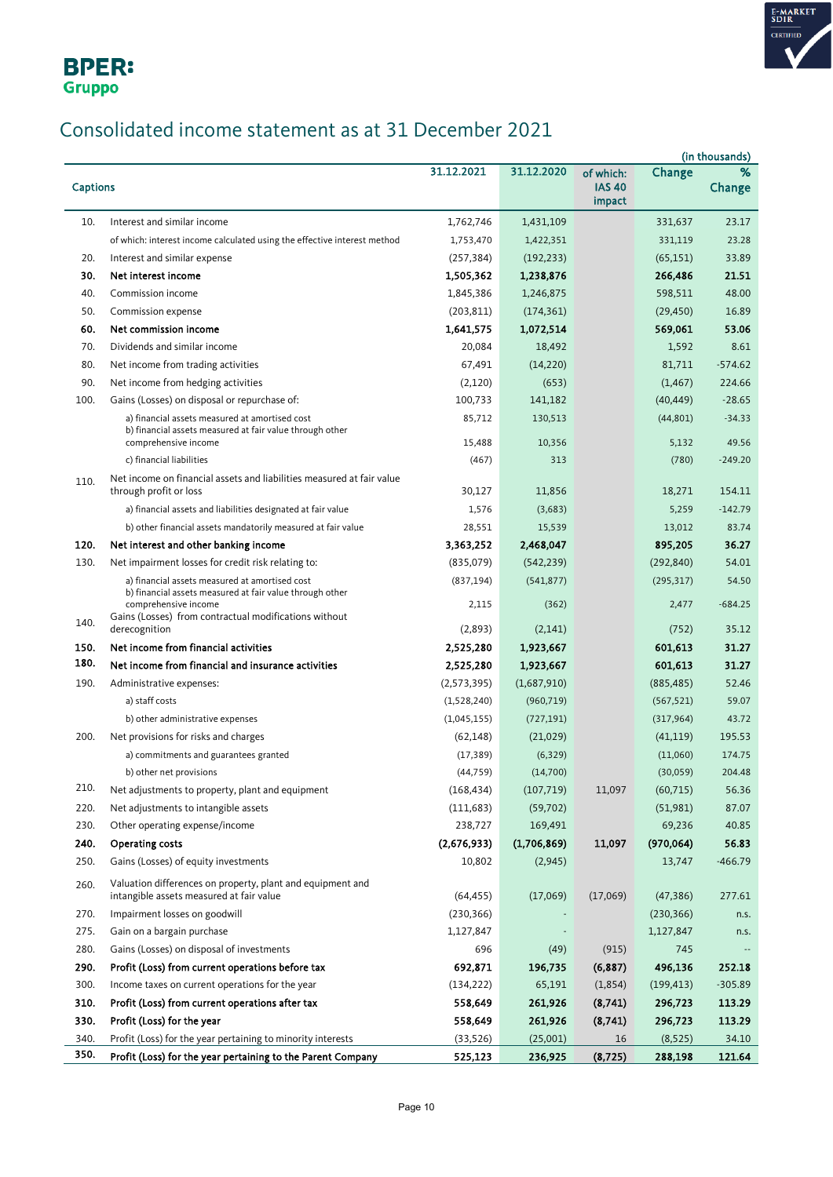BPER:
Gruppo

# Consolidated income statement as at 31 December 2021

(in thousands)

| | Captions | 31.12.2021 | 31.12.2020 | of which: IAS 40 impact | Change | % Change |
|---|---|---|---|---|---|---|
| 10. | Interest and similar income | 1,762,746 | 1,431,109 | | 331,637 | 23.17 |
| | of which: interest income calculated using the effective interest method | 1,753,470 | 1,422,351 | | 331,119 | 23.28 |
| 20. | Interest and similar expense | (257,384) | (192,233) | | (65,151) | 33.89 |
| **30.** | **Net interest income** | **1,505,362** | **1,238,876** | | **266,486** | **21.51** |
| 40. | Commission income | 1,845,386 | 1,246,875 | | 598,511 | 48.00 |
| 50. | Commission expense | (203,811) | (174,361) | | (29,450) | 16.89 |
| **60.** | **Net commission income** | **1,641,575** | **1,072,514** | | **569,061** | **53.06** |
| 70. | Dividends and similar income | 20,084 | 18,492 | | 1,592 | 8.61 |
| 80. | Net income from trading activities | 67,491 | (14,220) | | 81,711 | -574.62 |
| 90. | Net income from hedging activities | (2,120) | (653) | | (1,467) | 224.66 |
| 100. | Gains (Losses) on disposal or repurchase of: | 100,733 | 141,182 | | (40,449) | -28.65 |
| | a) financial assets measured at amortised cost | 85,712 | 130,513 | | (44,801) | -34.33 |
| | b) financial assets measured at fair value through other comprehensive income | 15,488 | 10,356 | | 5,132 | 49.56 |
| | c) financial liabilities | (467) | 313 | | (780) | -249.20 |
| 110. | Net income on financial assets and liabilities measured at fair value through profit or loss | 30,127 | 11,856 | | 18,271 | 154.11 |
| | a) financial assets and liabilities designated at fair value | 1,576 | (3,683) | | 5,259 | -142.79 |
| | b) other financial assets mandatorily measured at fair value | 28,551 | 15,539 | | 13,012 | 83.74 |
| **120.** | **Net interest and other banking income** | **3,363,252** | **2,468,047** | | **895,205** | **36.27** |
| 130. | Net impairment losses for credit risk relating to: | (835,079) | (542,239) | | (292,840) | 54.01 |
| | a) financial assets measured at amortised cost | (837,194) | (541,877) | | (295,317) | 54.50 |
| | b) financial assets measured at fair value through other comprehensive income | 2,115 | (362) | | 2,477 | -684.25 |
| 140. | Gains (Losses) from contractual modifications without derecognition | (2,893) | (2,141) | | (752) | 35.12 |
| **150.** | **Net income from financial activities** | **2,525,280** | **1,923,667** | | **601,613** | **31.27** |
| **180.** | **Net income from financial and insurance activities** | **2,525,280** | **1,923,667** | | **601,613** | **31.27** |
| 190. | Administrative expenses: | (2,573,395) | (1,687,910) | | (885,485) | 52.46 |
| | a) staff costs | (1,528,240) | (960,719) | | (567,521) | 59.07 |
| | b) other administrative expenses | (1,045,155) | (727,191) | | (317,964) | 43.72 |
| 200. | Net provisions for risks and charges | (62,148) | (21,029) | | (41,119) | 195.53 |
| | a) commitments and guarantees granted | (17,389) | (6,329) | | (11,060) | 174.75 |
| | b) other net provisions | (44,759) | (14,700) | | (30,059) | 204.48 |
| 210. | Net adjustments to property, plant and equipment | (168,434) | (107,719) | 11,097 | (60,715) | 56.36 |
| 220. | Net adjustments to intangible assets | (111,683) | (59,702) | | (51,981) | 87.07 |
| 230. | Other operating expense/income | 238,727 | 169,491 | | 69,236 | 40.85 |
| **240.** | **Operating costs** | **(2,676,933)** | **(1,706,869)** | **11,097** | **(970,064)** | **56.83** |
| 250. | Gains (Losses) of equity investments | 10,802 | (2,945) | | 13,747 | -466.79 |
| 260. | Valuation differences on property, plant and equipment and intangible assets measured at fair value | (64,455) | (17,069) | (17,069) | (47,386) | 277.61 |
| 270. | Impairment losses on goodwill | (230,366) | - | | (230,366) | n.s. |
| 275. | Gain on a bargain purchase | 1,127,847 | - | | 1,127,847 | n.s. |
| 280. | Gains (Losses) on disposal of investments | 696 | (49) | (915) | 745 | -- |
| **290.** | **Profit (Loss) from current operations before tax** | **692,871** | **196,735** | **(6,887)** | **496,136** | **252.18** |
| 300. | Income taxes on current operations for the year | (134,222) | 65,191 | (1,854) | (199,413) | -305.89 |
| **310.** | **Profit (Loss) from current operations after tax** | **558,649** | **261,926** | **(8,741)** | **296,723** | **113.29** |
| **330.** | **Profit (Loss) for the year** | **558,649** | **261,926** | **(8,741)** | **296,723** | **113.29** |
| 340. | Profit (Loss) for the year pertaining to minority interests | (33,526) | (25,001) | 16 | (8,525) | 34.10 |
| **350.** | **Profit (Loss) for the year pertaining to the Parent Company** | **525,123** | **236,925** | **(8,725)** | **288,198** | **121.64** |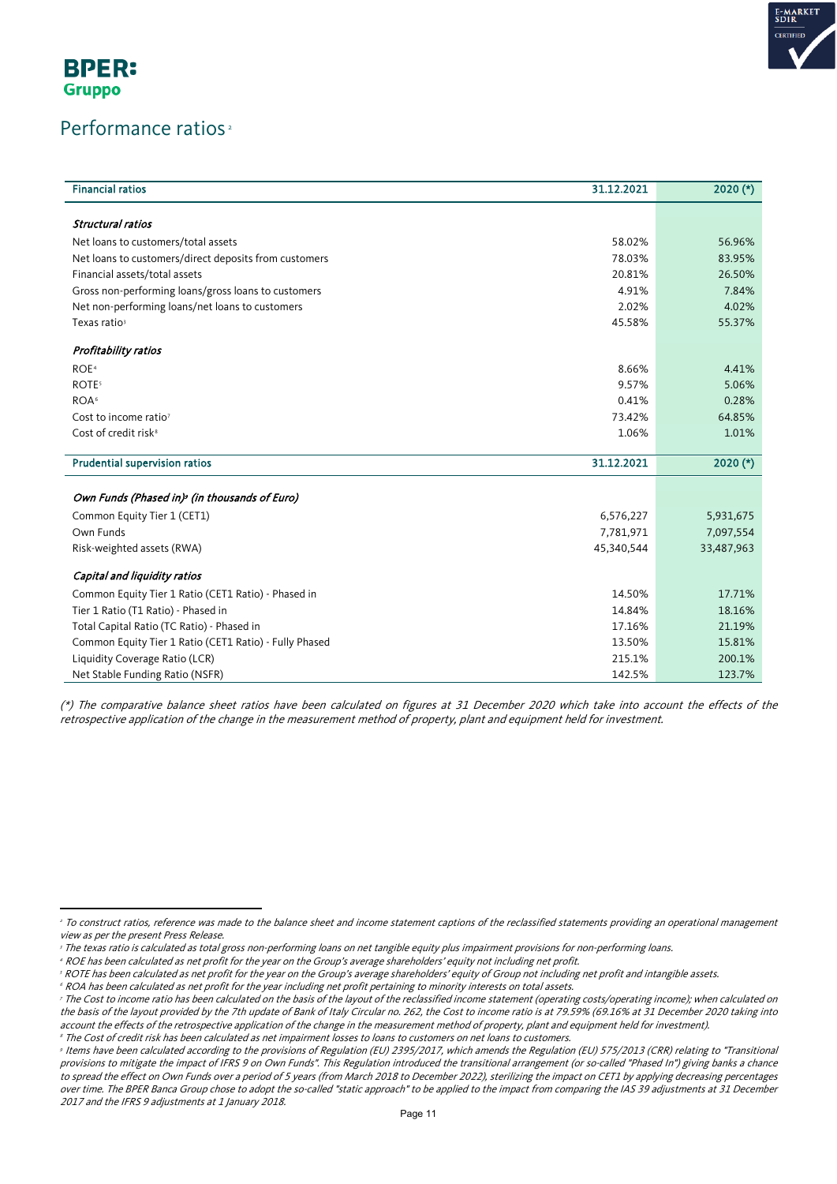## Performance ratios[2]

| Financial ratios | 31.12.2021 | 2020 (*) |
|---|---|---|
| ***Structural ratios*** | | |
| Net loans to customers/total assets | 58.02% | 56.96% |
| Net loans to customers/direct deposits from customers | 78.03% | 83.95% |
| Financial assets/total assets | 20.81% | 26.50% |
| Gross non-performing loans/gross loans to customers | 4.91% | 7.84% |
| Net non-performing loans/net loans to customers | 2.02% | 4.02% |
| Texas ratio[3] | 45.58% | 55.37% |
| ***Profitability ratios*** | | |
| ROE[4] | 8.66% | 4.41% |
| ROTE[5] | 9.57% | 5.06% |
| ROA[6] | 0.41% | 0.28% |
| Cost to income ratio[7] | 73.42% | 64.85% |
| Cost of credit risk[8] | 1.06% | 1.01% |

| Prudential supervision ratios | 31.12.2021 | 2020 (*) |
|---|---|---|
| ***Own Funds (Phased in)[9] (in thousands of Euro)*** | | |
| Common Equity Tier 1 (CET1) | 6,576,227 | 5,931,675 |
| Own Funds | 7,781,971 | 7,097,554 |
| Risk-weighted assets (RWA) | 45,340,544 | 33,487,963 |
| ***Capital and liquidity ratios*** | | |
| Common Equity Tier 1 Ratio (CET1 Ratio) - Phased in | 14.50% | 17.71% |
| Tier 1 Ratio (T1 Ratio) - Phased in | 14.84% | 18.16% |
| Total Capital Ratio (TC Ratio) - Phased in | 17.16% | 21.19% |
| Common Equity Tier 1 Ratio (CET1 Ratio) - Fully Phased | 13.50% | 15.81% |
| Liquidity Coverage Ratio (LCR) | 215.1% | 200.1% |
| Net Stable Funding Ratio (NSFR) | 142.5% | 123.7% |

*(\*) The comparative balance sheet ratios have been calculated on figures at 31 December 2020 which take into account the effects of the retrospective application of the change in the measurement method of property, plant and equipment held for investment.*

---

[2] *To construct ratios, reference was made to the balance sheet and income statement captions of the reclassified statements providing an operational management view as per the present Press Release.*

[3] *The texas ratio is calculated as total gross non-performing loans on net tangible equity plus impairment provisions for non-performing loans.*

[4] *ROE has been calculated as net profit for the year on the Group's average shareholders' equity not including net profit.*

[5] *ROTE has been calculated as net profit for the year on the Group's average shareholders' equity of Group not including net profit and intangible assets.*

[6] *ROA has been calculated as net profit for the year including net profit pertaining to minority interests on total assets.*

[7] *The Cost to income ratio has been calculated on the basis of the layout of the reclassified income statement (operating costs/operating income); when calculated on the basis of the layout provided by the 7th update of Bank of Italy Circular no. 262, the Cost to income ratio is at 79.59% (69.16% at 31 December 2020 taking into account the effects of the retrospective application of the change in the measurement method of property, plant and equipment held for investment).*

[8] *The Cost of credit risk has been calculated as net impairment losses to loans to customers on net loans to customers.*

[9] *Items have been calculated according to the provisions of Regulation (EU) 2395/2017, which amends the Regulation (EU) 575/2013 (CRR) relating to "Transitional provisions to mitigate the impact of IFRS 9 on Own Funds". This Regulation introduced the transitional arrangement (or so-called "Phased In") giving banks a chance to spread the effect on Own Funds over a period of 5 years (from March 2018 to December 2022), sterilizing the impact on CET1 by applying decreasing percentages over time. The BPER Banca Group chose to adopt the so-called "static approach" to be applied to the impact from comparing the IAS 39 adjustments at 31 December 2017 and the IFRS 9 adjustments at 1 January 2018.*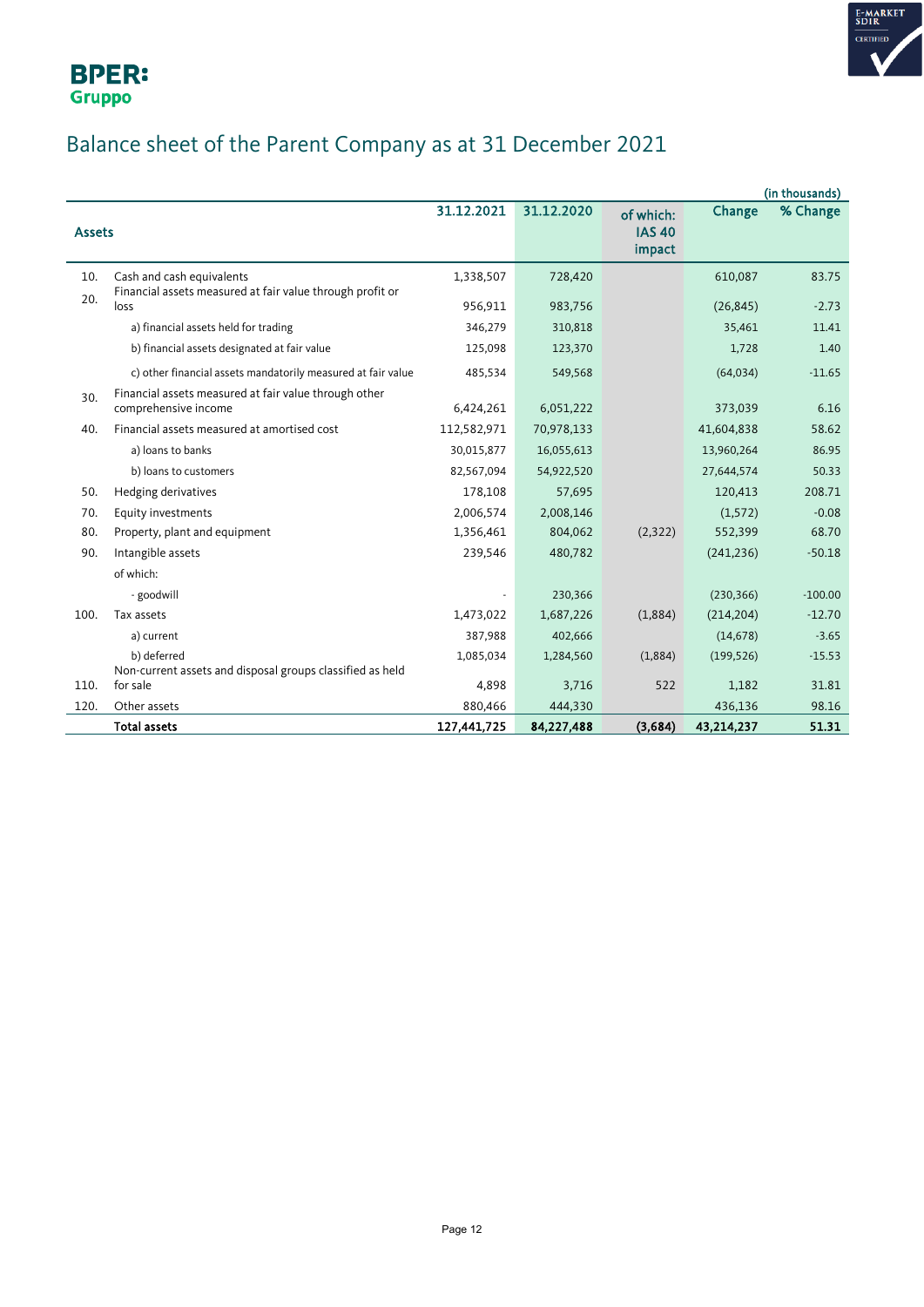# Balance sheet of the Parent Company as at 31 December 2021

(in thousands)

| | Assets | 31.12.2021 | 31.12.2020 | of which: IAS 40 impact | Change | % Change |
|---|---|---|---|---|---|---|
| 10. | Cash and cash equivalents | 1,338,507 | 728,420 | | 610,087 | 83.75 |
| 20. | Financial assets measured at fair value through profit or loss | 956,911 | 983,756 | | (26,845) | -2.73 |
| | a) financial assets held for trading | 346,279 | 310,818 | | 35,461 | 11.41 |
| | b) financial assets designated at fair value | 125,098 | 123,370 | | 1,728 | 1.40 |
| | c) other financial assets mandatorily measured at fair value | 485,534 | 549,568 | | (64,034) | -11.65 |
| 30. | Financial assets measured at fair value through other comprehensive income | 6,424,261 | 6,051,222 | | 373,039 | 6.16 |
| 40. | Financial assets measured at amortised cost | 112,582,971 | 70,978,133 | | 41,604,838 | 58.62 |
| | a) loans to banks | 30,015,877 | 16,055,613 | | 13,960,264 | 86.95 |
| | b) loans to customers | 82,567,094 | 54,922,520 | | 27,644,574 | 50.33 |
| 50. | Hedging derivatives | 178,108 | 57,695 | | 120,413 | 208.71 |
| 70. | Equity investments | 2,006,574 | 2,008,146 | | (1,572) | -0.08 |
| 80. | Property, plant and equipment | 1,356,461 | 804,062 | (2,322) | 552,399 | 68.70 |
| 90. | Intangible assets | 239,546 | 480,782 | | (241,236) | -50.18 |
| | of which: | | | | | |
| | - goodwill | - | 230,366 | | (230,366) | -100.00 |
| 100. | Tax assets | 1,473,022 | 1,687,226 | (1,884) | (214,204) | -12.70 |
| | a) current | 387,988 | 402,666 | | (14,678) | -3.65 |
| | b) deferred | 1,085,034 | 1,284,560 | (1,884) | (199,526) | -15.53 |
| 110. | Non-current assets and disposal groups classified as held for sale | 4,898 | 3,716 | 522 | 1,182 | 31.81 |
| 120. | Other assets | 880,466 | 444,330 | | 436,136 | 98.16 |
| | **Total assets** | **127,441,725** | **84,227,488** | **(3,684)** | **43,214,237** | **51.31** |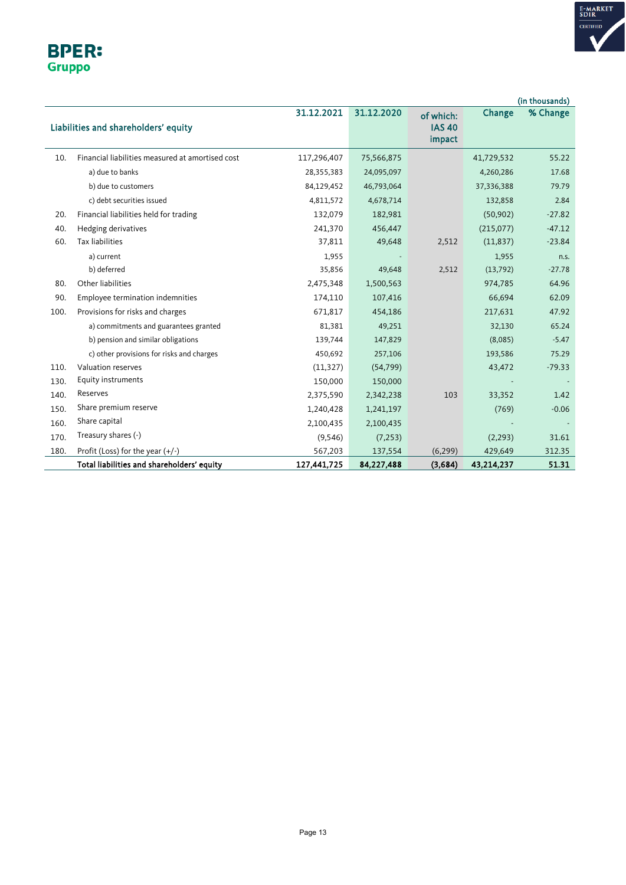(in thousands)

| | Liabilities and shareholders' equity | 31.12.2021 | 31.12.2020 | of which: IAS 40 impact | Change | % Change |
|---|---|---|---|---|---|---|
| 10. | Financial liabilities measured at amortised cost | 117,296,407 | 75,566,875 | | 41,729,532 | 55.22 |
| | a) due to banks | 28,355,383 | 24,095,097 | | 4,260,286 | 17.68 |
| | b) due to customers | 84,129,452 | 46,793,064 | | 37,336,388 | 79.79 |
| | c) debt securities issued | 4,811,572 | 4,678,714 | | 132,858 | 2.84 |
| 20. | Financial liabilities held for trading | 132,079 | 182,981 | | (50,902) | -27.82 |
| 40. | Hedging derivatives | 241,370 | 456,447 | | (215,077) | -47.12 |
| 60. | Tax liabilities | 37,811 | 49,648 | 2,512 | (11,837) | -23.84 |
| | a) current | 1,955 | - | | 1,955 | n.s. |
| | b) deferred | 35,856 | 49,648 | 2,512 | (13,792) | -27.78 |
| 80. | Other liabilities | 2,475,348 | 1,500,563 | | 974,785 | 64.96 |
| 90. | Employee termination indemnities | 174,110 | 107,416 | | 66,694 | 62.09 |
| 100. | Provisions for risks and charges | 671,817 | 454,186 | | 217,631 | 47.92 |
| | a) commitments and guarantees granted | 81,381 | 49,251 | | 32,130 | 65.24 |
| | b) pension and similar obligations | 139,744 | 147,829 | | (8,085) | -5.47 |
| | c) other provisions for risks and charges | 450,692 | 257,106 | | 193,586 | 75.29 |
| 110. | Valuation reserves | (11,327) | (54,799) | | 43,472 | -79.33 |
| 130. | Equity instruments | 150,000 | 150,000 | | - | - |
| 140. | Reserves | 2,375,590 | 2,342,238 | 103 | 33,352 | 1.42 |
| 150. | Share premium reserve | 1,240,428 | 1,241,197 | | (769) | -0.06 |
| 160. | Share capital | 2,100,435 | 2,100,435 | | - | - |
| 170. | Treasury shares (-) | (9,546) | (7,253) | | (2,293) | 31.61 |
| 180. | Profit (Loss) for the year (+/-) | 567,203 | 137,554 | (6,299) | 429,649 | 312.35 |
| | **Total liabilities and shareholders' equity** | **127,441,725** | **84,227,488** | **(3,684)** | **43,214,237** | **51.31** |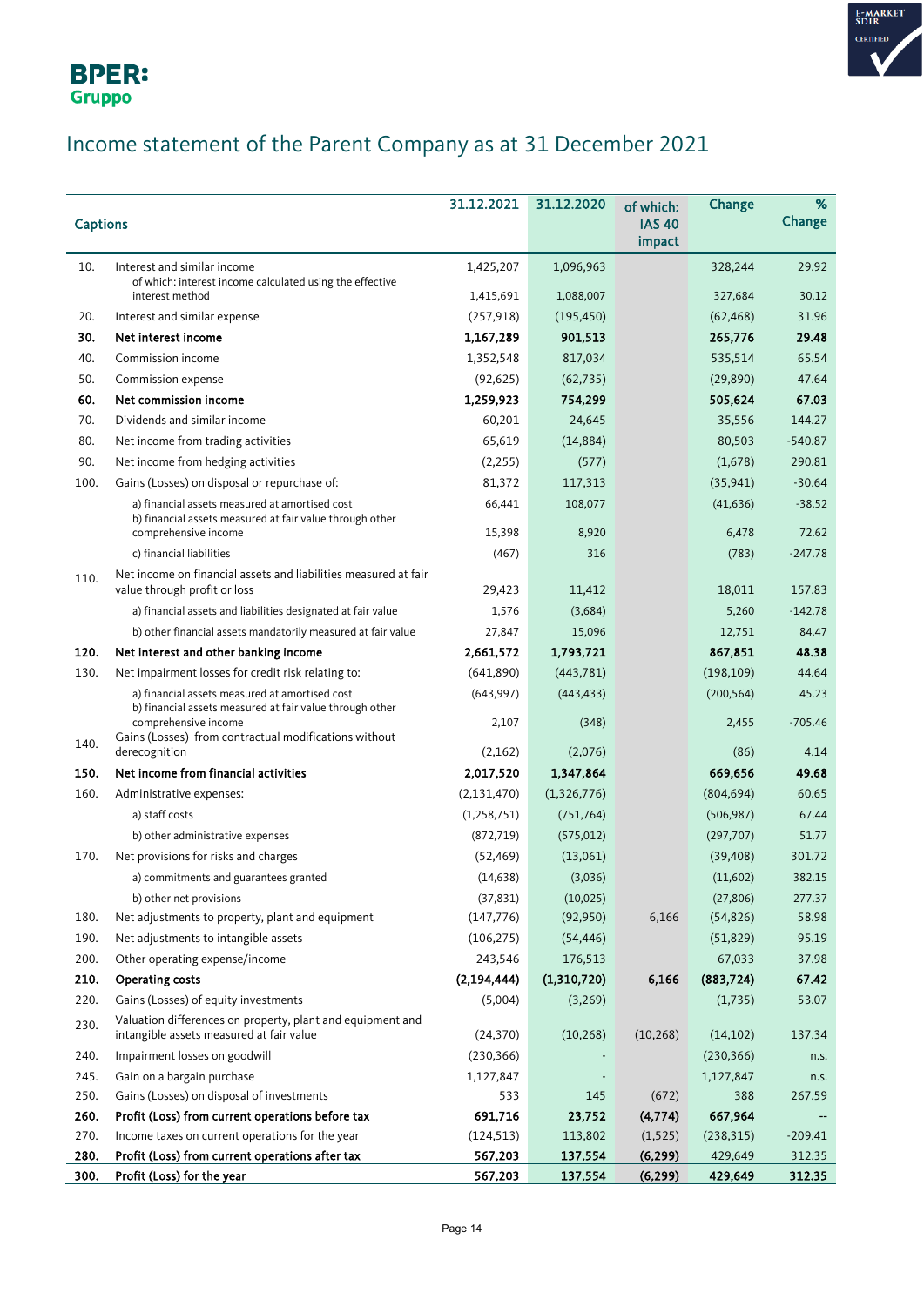BPER:
Gruppo

# Income statement of the Parent Company as at 31 December 2021

| | Captions | 31.12.2021 | 31.12.2020 | of which: IAS 40 impact | Change | % Change |
|---|---|---|---|---|---|---|
| 10. | Interest and similar income | 1,425,207 | 1,096,963 | | 328,244 | 29.92 |
| | of which: interest income calculated using the effective interest method | 1,415,691 | 1,088,007 | | 327,684 | 30.12 |
| 20. | Interest and similar expense | (257,918) | (195,450) | | (62,468) | 31.96 |
| **30.** | **Net interest income** | **1,167,289** | **901,513** | | **265,776** | **29.48** |
| 40. | Commission income | 1,352,548 | 817,034 | | 535,514 | 65.54 |
| 50. | Commission expense | (92,625) | (62,735) | | (29,890) | 47.64 |
| **60.** | **Net commission income** | **1,259,923** | **754,299** | | **505,624** | **67.03** |
| 70. | Dividends and similar income | 60,201 | 24,645 | | 35,556 | 144.27 |
| 80. | Net income from trading activities | 65,619 | (14,884) | | 80,503 | -540.87 |
| 90. | Net income from hedging activities | (2,255) | (577) | | (1,678) | 290.81 |
| 100. | Gains (Losses) on disposal or repurchase of: | 81,372 | 117,313 | | (35,941) | -30.64 |
| | a) financial assets measured at amortised cost | 66,441 | 108,077 | | (41,636) | -38.52 |
| | b) financial assets measured at fair value through other comprehensive income | 15,398 | 8,920 | | 6,478 | 72.62 |
| | c) financial liabilities | (467) | 316 | | (783) | -247.78 |
| 110. | Net income on financial assets and liabilities measured at fair value through profit or loss | 29,423 | 11,412 | | 18,011 | 157.83 |
| | a) financial assets and liabilities designated at fair value | 1,576 | (3,684) | | 5,260 | -142.78 |
| | b) other financial assets mandatorily measured at fair value | 27,847 | 15,096 | | 12,751 | 84.47 |
| **120.** | **Net interest and other banking income** | **2,661,572** | **1,793,721** | | **867,851** | **48.38** |
| 130. | Net impairment losses for credit risk relating to: | (641,890) | (443,781) | | (198,109) | 44.64 |
| | a) financial assets measured at amortised cost | (643,997) | (443,433) | | (200,564) | 45.23 |
| | b) financial assets measured at fair value through other comprehensive income | 2,107 | (348) | | 2,455 | -705.46 |
| 140. | Gains (Losses) from contractual modifications without derecognition | (2,162) | (2,076) | | (86) | 4.14 |
| **150.** | **Net income from financial activities** | **2,017,520** | **1,347,864** | | **669,656** | **49.68** |
| 160. | Administrative expenses: | (2,131,470) | (1,326,776) | | (804,694) | 60.65 |
| | a) staff costs | (1,258,751) | (751,764) | | (506,987) | 67.44 |
| | b) other administrative expenses | (872,719) | (575,012) | | (297,707) | 51.77 |
| 170. | Net provisions for risks and charges | (52,469) | (13,061) | | (39,408) | 301.72 |
| | a) commitments and guarantees granted | (14,638) | (3,036) | | (11,602) | 382.15 |
| | b) other net provisions | (37,831) | (10,025) | | (27,806) | 277.37 |
| 180. | Net adjustments to property, plant and equipment | (147,776) | (92,950) | 6,166 | (54,826) | 58.98 |
| 190. | Net adjustments to intangible assets | (106,275) | (54,446) | | (51,829) | 95.19 |
| 200. | Other operating expense/income | 243,546 | 176,513 | | 67,033 | 37.98 |
| **210.** | **Operating costs** | **(2,194,444)** | **(1,310,720)** | **6,166** | **(883,724)** | **67.42** |
| 220. | Gains (Losses) of equity investments | (5,004) | (3,269) | | (1,735) | 53.07 |
| 230. | Valuation differences on property, plant and equipment and intangible assets measured at fair value | (24,370) | (10,268) | (10,268) | (14,102) | 137.34 |
| 240. | Impairment losses on goodwill | (230,366) | - | | (230,366) | n.s. |
| 245. | Gain on a bargain purchase | 1,127,847 | - | | 1,127,847 | n.s. |
| 250. | Gains (Losses) on disposal of investments | 533 | 145 | (672) | 388 | 267.59 |
| **260.** | **Profit (Loss) from current operations before tax** | **691,716** | **23,752** | **(4,774)** | **667,964** | -- |
| 270. | Income taxes on current operations for the year | (124,513) | 113,802 | (1,525) | (238,315) | -209.41 |
| **280.** | **Profit (Loss) from current operations after tax** | **567,203** | **137,554** | **(6,299)** | 429,649 | 312.35 |
| **300.** | **Profit (Loss) for the year** | **567,203** | **137,554** | **(6,299)** | **429,649** | **312.35** |